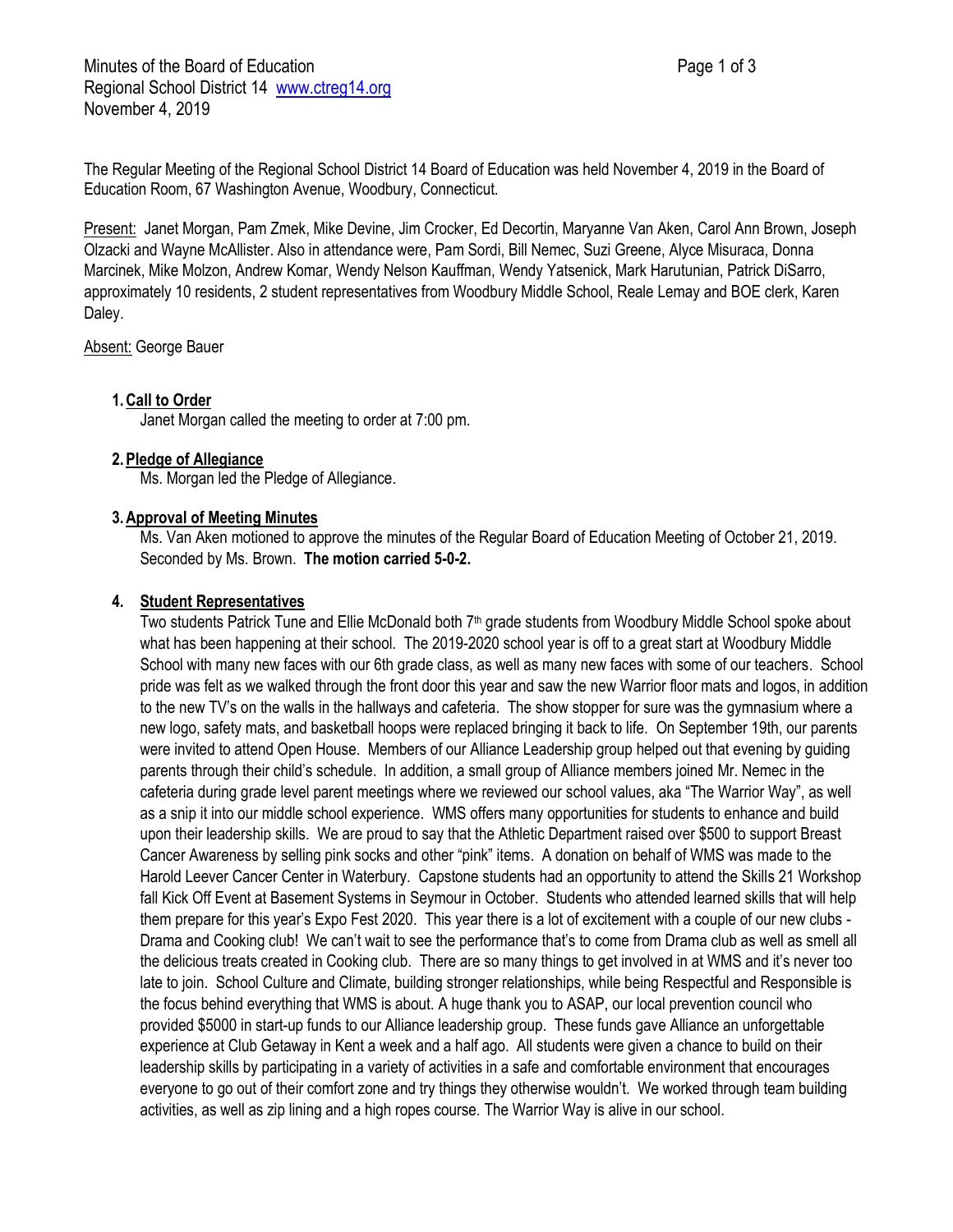Minutes of the Board of Education
Regional School District 14 www.ctreg14.org
November 4, 2019

The Regular Meeting of the Regional School District 14 Board of Education was held November 4, 2019 in the Board of Education Room, 67 Washington Avenue, Woodbury, Connecticut.

Present: Janet Morgan, Pam Zmek, Mike Devine, Jim Crocker, Ed Decortin, Maryanne Van Aken, Carol Ann Brown, Joseph Olzacki and Wayne McAllister. Also in attendance were, Pam Sordi, Bill Nemec, Suzi Greene, Alyce Misuraca, Donna Marcinek, Mike Molzon, Andrew Komar, Wendy Nelson Kauffman, Wendy Yatsenick, Mark Harutunian, Patrick DiSarro, approximately 10 residents, 2 student representatives from Woodbury Middle School, Reale Lemay and BOE clerk, Karen Daley.

Absent: George Bauer

1. **Call to Order**
   Janet Morgan called the meeting to order at 7:00 pm.

2. **Pledge of Allegiance**
   Ms. Morgan led the Pledge of Allegiance.

3. **Approval of Meeting Minutes**
   Ms. Van Aken motioned to approve the minutes of the Regular Board of Education Meeting of October 21, 2019. Seconded by Ms. Brown. **The motion carried 5-0-2.**

4. **Student Representatives**
   Two students Patrick Tune and Ellie McDonald both 7th grade students from Woodbury Middle School spoke about what has been happening at their school. The 2019-2020 school year is off to a great start at Woodbury Middle School with many new faces with our 6th grade class, as well as many new faces with some of our teachers. School pride was felt as we walked through the front door this year and saw the new Warrior floor mats and logos, in addition to the new TV's on the walls in the hallways and cafeteria. The show stopper for sure was the gymnasium where a new logo, safety mats, and basketball hoops were replaced bringing it back to life. On September 19th, our parents were invited to attend Open House. Members of our Alliance Leadership group helped out that evening by guiding parents through their child's schedule. In addition, a small group of Alliance members joined Mr. Nemec in the cafeteria during grade level parent meetings where we reviewed our school values, aka "The Warrior Way", as well as a snip it into our middle school experience. WMS offers many opportunities for students to enhance and build upon their leadership skills. We are proud to say that the Athletic Department raised over $500 to support Breast Cancer Awareness by selling pink socks and other "pink" items. A donation on behalf of WMS was made to the Harold Leever Cancer Center in Waterbury. Capstone students had an opportunity to attend the Skills 21 Workshop fall Kick Off Event at Basement Systems in Seymour in October. Students who attended learned skills that will help them prepare for this year's Expo Fest 2020. This year there is a lot of excitement with a couple of our new clubs - Drama and Cooking club! We can't wait to see the performance that's to come from Drama club as well as smell all the delicious treats created in Cooking club. There are so many things to get involved in at WMS and it's never too late to join. School Culture and Climate, building stronger relationships, while being Respectful and Responsible is the focus behind everything that WMS is about. A huge thank you to ASAP, our local prevention council who provided $5000 in start-up funds to our Alliance leadership group. These funds gave Alliance an unforgettable experience at Club Getaway in Kent a week and a half ago. All students were given a chance to build on their leadership skills by participating in a variety of activities in a safe and comfortable environment that encourages everyone to go out of their comfort zone and try things they otherwise wouldn't. We worked through team building activities, as well as zip lining and a high ropes course. The Warrior Way is alive in our school.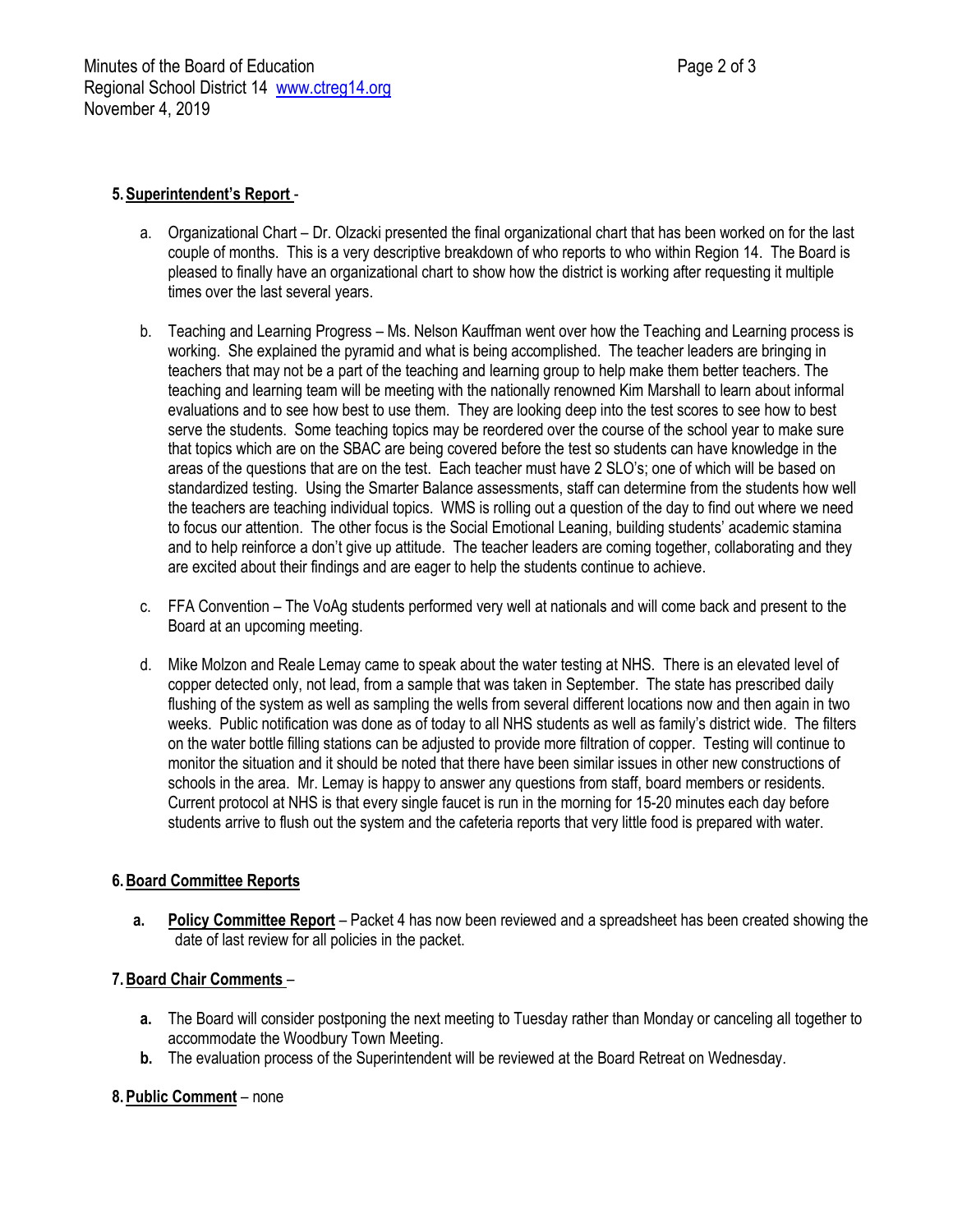5. **Superintendent's Report** -

   a. Organizational Chart – Dr. Olzacki presented the final organizational chart that has been worked on for the last couple of months. This is a very descriptive breakdown of who reports to who within Region 14. The Board is pleased to finally have an organizational chart to show how the district is working after requesting it multiple times over the last several years.

   b. Teaching and Learning Progress – Ms. Nelson Kauffman went over how the Teaching and Learning process is working. She explained the pyramid and what is being accomplished. The teacher leaders are bringing in teachers that may not be a part of the teaching and learning group to help make them better teachers. The teaching and learning team will be meeting with the nationally renowned Kim Marshall to learn about informal evaluations and to see how best to use them. They are looking deep into the test scores to see how to best serve the students. Some teaching topics may be reordered over the course of the school year to make sure that topics which are on the SBAC are being covered before the test so students can have knowledge in the areas of the questions that are on the test. Each teacher must have 2 SLO's; one of which will be based on standardized testing. Using the Smarter Balance assessments, staff can determine from the students how well the teachers are teaching individual topics. WMS is rolling out a question of the day to find out where we need to focus our attention. The other focus is the Social Emotional Leaning, building students' academic stamina and to help reinforce a don't give up attitude. The teacher leaders are coming together, collaborating and they are excited about their findings and are eager to help the students continue to achieve.

   c. FFA Convention – The VoAg students performed very well at nationals and will come back and present to the Board at an upcoming meeting.

   d. Mike Molzon and Reale Lemay came to speak about the water testing at NHS. There is an elevated level of copper detected only, not lead, from a sample that was taken in September. The state has prescribed daily flushing of the system as well as sampling the wells from several different locations now and then again in two weeks. Public notification was done as of today to all NHS students as well as family's district wide. The filters on the water bottle filling stations can be adjusted to provide more filtration of copper. Testing will continue to monitor the situation and it should be noted that there have been similar issues in other new constructions of schools in the area. Mr. Lemay is happy to answer any questions from staff, board members or residents. Current protocol at NHS is that every single faucet is run in the morning for 15-20 minutes each day before students arrive to flush out the system and the cafeteria reports that very little food is prepared with water.

6. **Board Committee Reports**

   **a. Policy Committee Report** – Packet 4 has now been reviewed and a spreadsheet has been created showing the date of last review for all policies in the packet.

7. **Board Chair Comments** –

   **a.** The Board will consider postponing the next meeting to Tuesday rather than Monday or canceling all together to accommodate the Woodbury Town Meeting.

   **b.** The evaluation process of the Superintendent will be reviewed at the Board Retreat on Wednesday.

8. **Public Comment** – none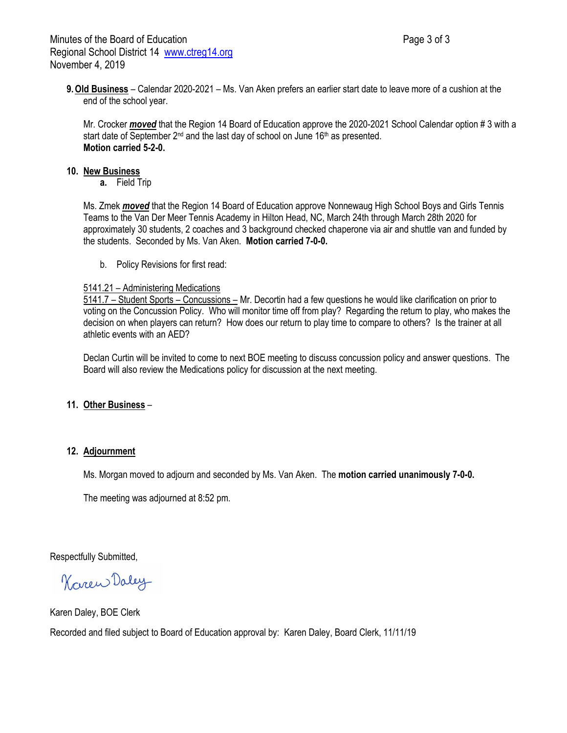9. **Old Business** – Calendar 2020-2021 – Ms. Van Aken prefers an earlier start date to leave more of a cushion at the end of the school year.

   Mr. Crocker ***moved*** that the Region 14 Board of Education approve the 2020-2021 School Calendar option # 3 with a start date of September 2nd and the last day of school on June 16th as presented.
   **Motion carried 5-2-0.**

10. **New Business**
    **a.** Field Trip

    Ms. Zmek ***moved*** that the Region 14 Board of Education approve Nonnewaug High School Boys and Girls Tennis Teams to the Van Der Meer Tennis Academy in Hilton Head, NC, March 24th through March 28th 2020 for approximately 30 students, 2 coaches and 3 background checked chaperone via air and shuttle van and funded by the students. Seconded by Ms. Van Aken. **Motion carried 7-0-0.**

    b. Policy Revisions for first read:

    5141.21 – Administering Medications
    5141.7 – Student Sports – Concussions – Mr. Decortin had a few questions he would like clarification on prior to voting on the Concussion Policy. Who will monitor time off from play? Regarding the return to play, who makes the decision on when players can return? How does our return to play time to compare to others? Is the trainer at all athletic events with an AED?

    Declan Curtin will be invited to come to next BOE meeting to discuss concussion policy and answer questions. The Board will also review the Medications policy for discussion at the next meeting.

11. **Other Business** –

12. **Adjournment**

    Ms. Morgan moved to adjourn and seconded by Ms. Van Aken. The **motion carried unanimously 7-0-0.**

    The meeting was adjourned at 8:52 pm.

Respectfully Submitted,

Karen Daley

Karen Daley, BOE Clerk

Recorded and filed subject to Board of Education approval by: Karen Daley, Board Clerk, 11/11/19